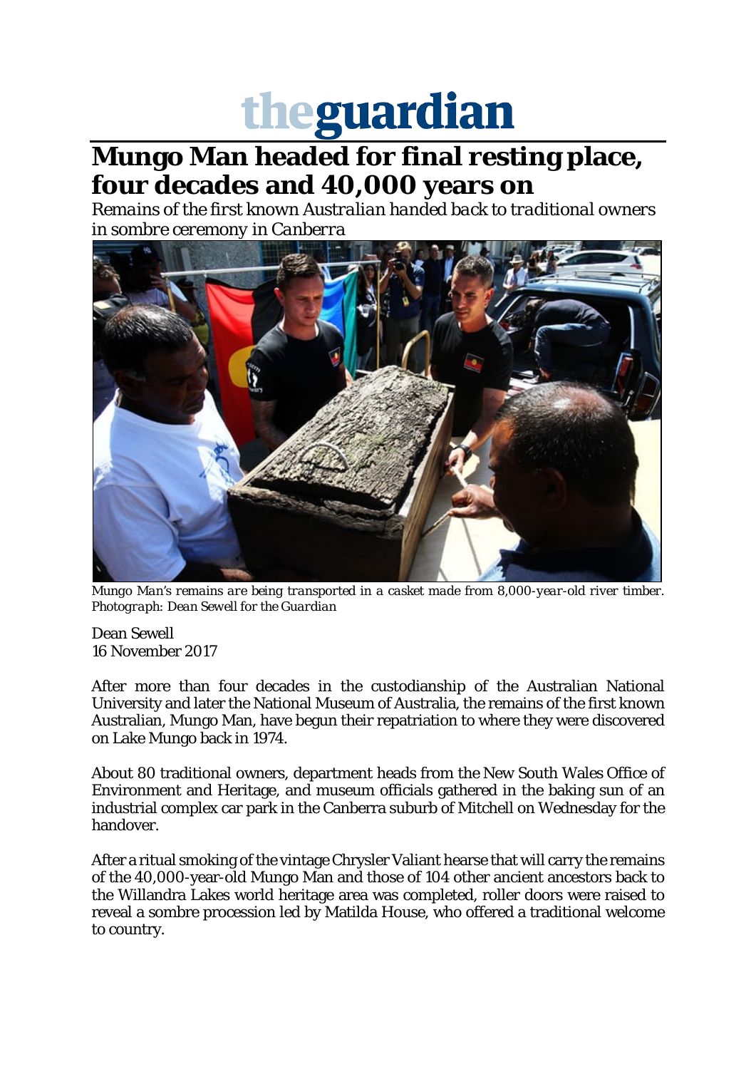theguardian

# Mungo Man headed for final resting place, four decades and 40,000 years on

*Remains of the first known Australian handed back to traditional owners in sombre ceremony in Canberra*

*Mungo Man's remains are being transported in a casket made from 8,000-year-old river timber. Photograph: Dean Sewell for the Guardian*

Dean Sewell
16 November 2017

After more than four decades in the custodianship of the Australian National University and later the National Museum of Australia, the remains of the first known Australian, Mungo Man, have begun their repatriation to where they were discovered on Lake Mungo back in 1974.

About 80 traditional owners, department heads from the New South Wales Office of Environment and Heritage, and museum officials gathered in the baking sun of an industrial complex car park in the Canberra suburb of Mitchell on Wednesday for the handover.

After a ritual smoking of the vintage Chrysler Valiant hearse that will carry the remains of the 40,000-year-old Mungo Man and those of 104 other ancient ancestors back to the Willandra Lakes world heritage area was completed, roller doors were raised to reveal a sombre procession led by Matilda House, who offered a traditional welcome to country.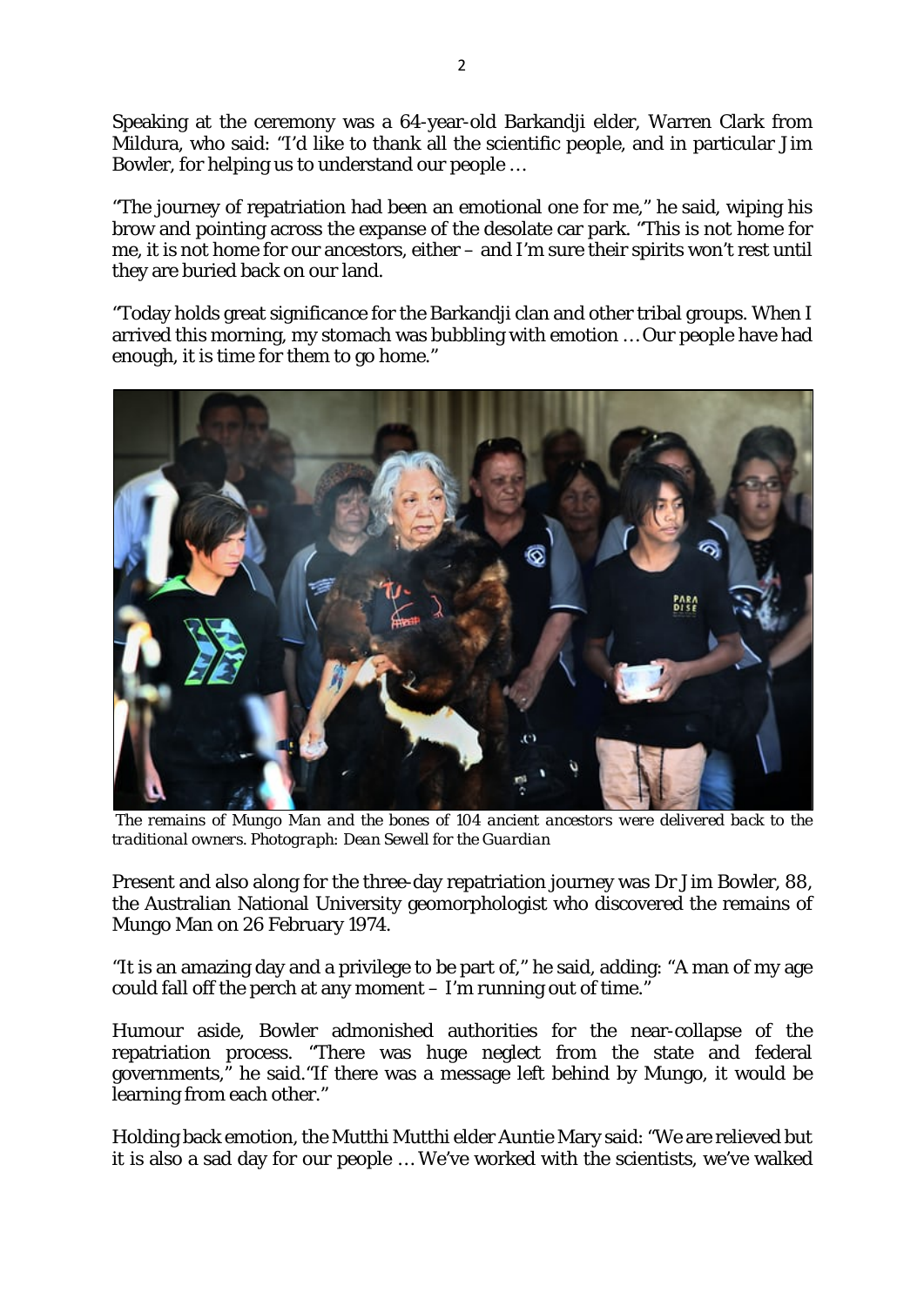Speaking at the ceremony was a 64-year-old Barkandji elder, Warren Clark from Mildura, who said: "I'd like to thank all the scientific people, and in particular Jim Bowler, for helping us to understand our people …

"The journey of repatriation had been an emotional one for me," he said, wiping his brow and pointing across the expanse of the desolate car park. "This is not home for me, it is not home for our ancestors, either – and I'm sure their spirits won't rest until they are buried back on our land.

"Today holds great significance for the Barkandji clan and other tribal groups. When I arrived this morning, my stomach was bubbling with emotion … Our people have had enough, it is time for them to go home."

*The remains of Mungo Man and the bones of 104 ancient ancestors were delivered back to the traditional owners. Photograph: Dean Sewell for the Guardian*

Present and also along for the three-day repatriation journey was Dr Jim Bowler, 88, the Australian National University geomorphologist who discovered the remains of Mungo Man on 26 February 1974.

"It is an amazing day and a privilege to be part of," he said, adding: "A man of my age could fall off the perch at any moment – I'm running out of time."

Humour aside, Bowler admonished authorities for the near-collapse of the repatriation process. "There was huge neglect from the state and federal governments," he said."If there was a message left behind by Mungo, it would be learning from each other."

Holding back emotion, the Mutthi Mutthi elder Auntie Mary said: "We are relieved but it is also a sad day for our people … We've worked with the scientists, we've walked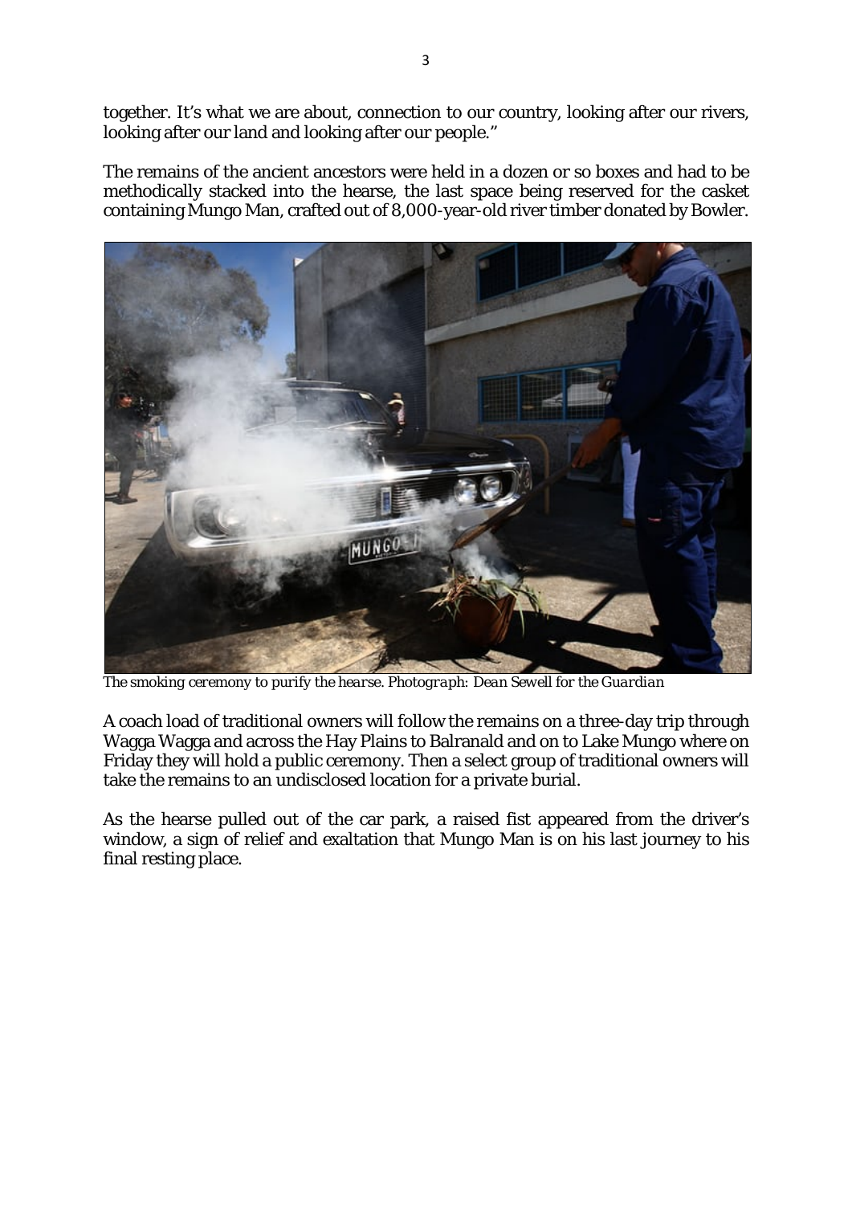together. It's what we are about, connection to our country, looking after our rivers, looking after our land and looking after our people."

The remains of the ancient ancestors were held in a dozen or so boxes and had to be methodically stacked into the hearse, the last space being reserved for the casket containing Mungo Man, crafted out of 8,000-year-old river timber donated by Bowler.

*The smoking ceremony to purify the hearse. Photograph: Dean Sewell for the Guardian*

A coach load of traditional owners will follow the remains on a three-day trip through Wagga Wagga and across the Hay Plains to Balranald and on to Lake Mungo where on Friday they will hold a public ceremony. Then a select group of traditional owners will take the remains to an undisclosed location for a private burial.

As the hearse pulled out of the car park, a raised fist appeared from the driver's window, a sign of relief and exaltation that Mungo Man is on his last journey to his final resting place.